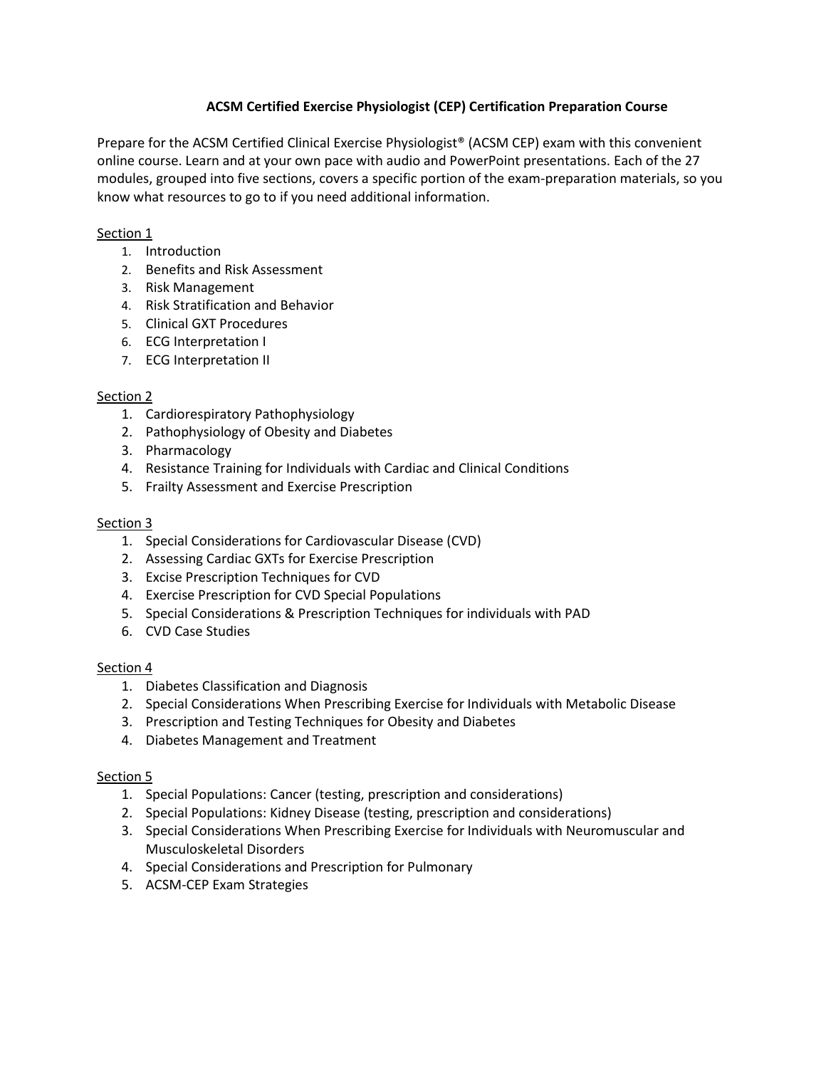**ACSM Certified Exercise Physiologist (CEP) Certification Preparation Course**

Prepare for the ACSM Certified Clinical Exercise Physiologist® (ACSM CEP) exam with this convenient online course. Learn and at your own pace with audio and PowerPoint presentations. Each of the 27 modules, grouped into five sections, covers a specific portion of the exam-preparation materials, so you know what resources to go to if you need additional information.

<u>Section 1</u>

1. Introduction
2. Benefits and Risk Assessment
3. Risk Management
4. Risk Stratification and Behavior
5. Clinical GXT Procedures
6. ECG Interpretation I
7. ECG Interpretation II

<u>Section 2</u>

1. Cardiorespiratory Pathophysiology
2. Pathophysiology of Obesity and Diabetes
3. Pharmacology
4. Resistance Training for Individuals with Cardiac and Clinical Conditions
5. Frailty Assessment and Exercise Prescription

<u>Section 3</u>

1. Special Considerations for Cardiovascular Disease (CVD)
2. Assessing Cardiac GXTs for Exercise Prescription
3. Excise Prescription Techniques for CVD
4. Exercise Prescription for CVD Special Populations
5. Special Considerations & Prescription Techniques for individuals with PAD
6. CVD Case Studies

<u>Section 4</u>

1. Diabetes Classification and Diagnosis
2. Special Considerations When Prescribing Exercise for Individuals with Metabolic Disease
3. Prescription and Testing Techniques for Obesity and Diabetes
4. Diabetes Management and Treatment

<u>Section 5</u>

1. Special Populations: Cancer (testing, prescription and considerations)
2. Special Populations: Kidney Disease (testing, prescription and considerations)
3. Special Considerations When Prescribing Exercise for Individuals with Neuromuscular and Musculoskeletal Disorders
4. Special Considerations and Prescription for Pulmonary
5. ACSM-CEP Exam Strategies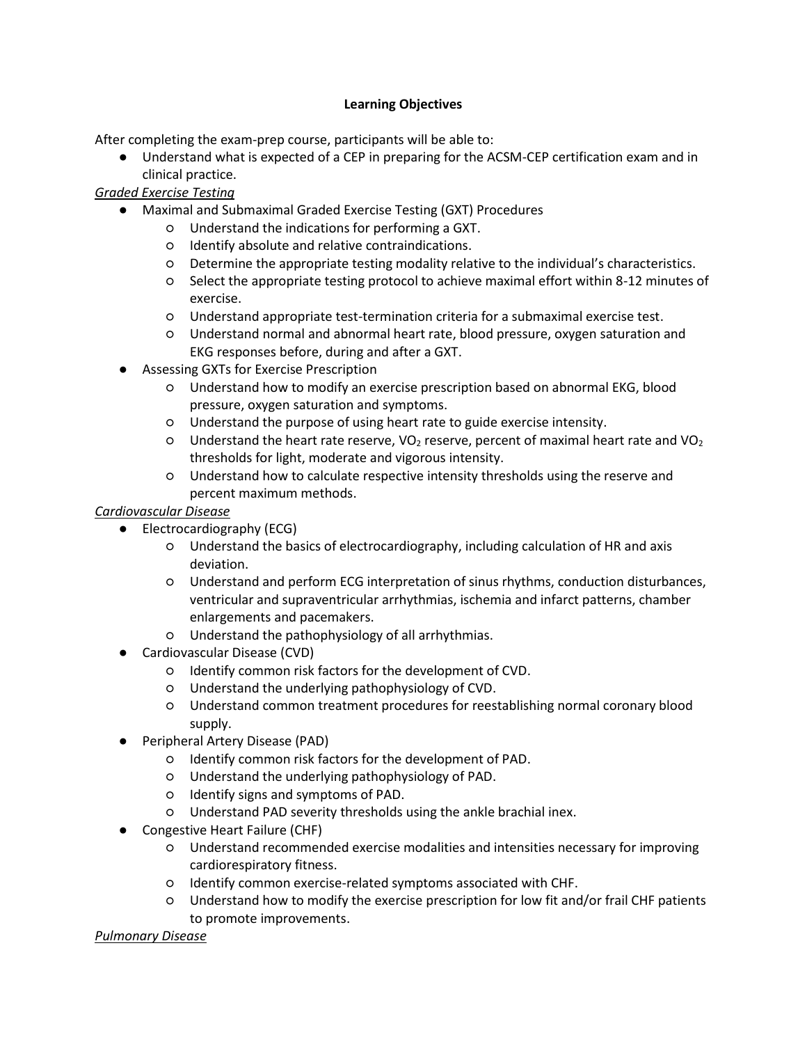**Learning Objectives**

After completing the exam-prep course, participants will be able to:

- Understand what is expected of a CEP in preparing for the ACSM-CEP certification exam and in clinical practice.

*Graded Exercise Testing*

- Maximal and Submaximal Graded Exercise Testing (GXT) Procedures
  - Understand the indications for performing a GXT.
  - Identify absolute and relative contraindications.
  - Determine the appropriate testing modality relative to the individual's characteristics.
  - Select the appropriate testing protocol to achieve maximal effort within 8-12 minutes of exercise.
  - Understand appropriate test-termination criteria for a submaximal exercise test.
  - Understand normal and abnormal heart rate, blood pressure, oxygen saturation and EKG responses before, during and after a GXT.
- Assessing GXTs for Exercise Prescription
  - Understand how to modify an exercise prescription based on abnormal EKG, blood pressure, oxygen saturation and symptoms.
  - Understand the purpose of using heart rate to guide exercise intensity.
  - Understand the heart rate reserve, $VO_2$ reserve, percent of maximal heart rate and $VO_2$ thresholds for light, moderate and vigorous intensity.
  - Understand how to calculate respective intensity thresholds using the reserve and percent maximum methods.

*Cardiovascular Disease*

- Electrocardiography (ECG)
  - Understand the basics of electrocardiography, including calculation of HR and axis deviation.
  - Understand and perform ECG interpretation of sinus rhythms, conduction disturbances, ventricular and supraventricular arrhythmias, ischemia and infarct patterns, chamber enlargements and pacemakers.
  - Understand the pathophysiology of all arrhythmias.
- Cardiovascular Disease (CVD)
  - Identify common risk factors for the development of CVD.
  - Understand the underlying pathophysiology of CVD.
  - Understand common treatment procedures for reestablishing normal coronary blood supply.
- Peripheral Artery Disease (PAD)
  - Identify common risk factors for the development of PAD.
  - Understand the underlying pathophysiology of PAD.
  - Identify signs and symptoms of PAD.
  - Understand PAD severity thresholds using the ankle brachial inex.
- Congestive Heart Failure (CHF)
  - Understand recommended exercise modalities and intensities necessary for improving cardiorespiratory fitness.
  - Identify common exercise-related symptoms associated with CHF.
  - Understand how to modify the exercise prescription for low fit and/or frail CHF patients to promote improvements.

*Pulmonary Disease*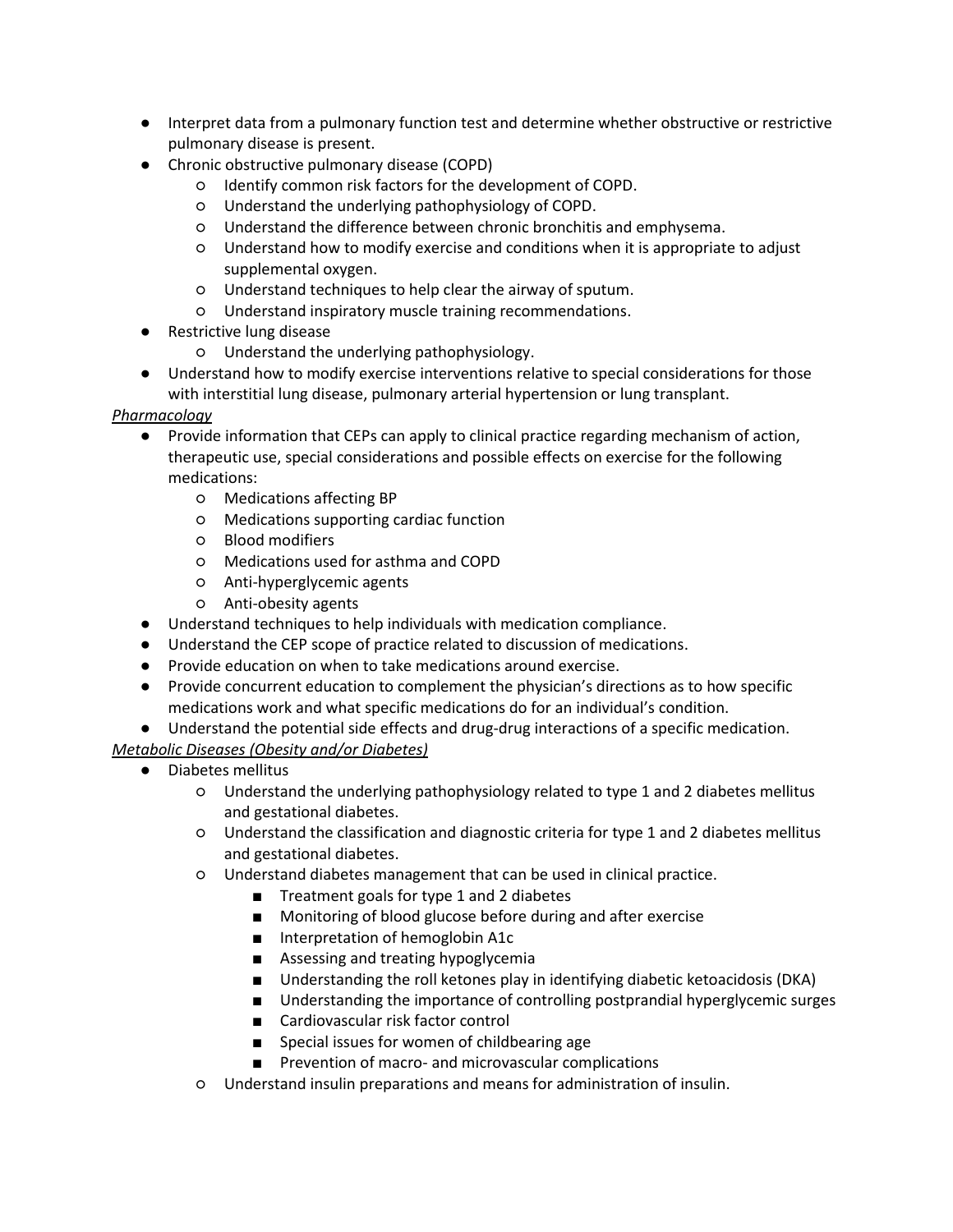- Interpret data from a pulmonary function test and determine whether obstructive or restrictive pulmonary disease is present.
- Chronic obstructive pulmonary disease (COPD)
    - Identify common risk factors for the development of COPD.
    - Understand the underlying pathophysiology of COPD.
    - Understand the difference between chronic bronchitis and emphysema.
    - Understand how to modify exercise and conditions when it is appropriate to adjust supplemental oxygen.
    - Understand techniques to help clear the airway of sputum.
    - Understand inspiratory muscle training recommendations.
- Restrictive lung disease
    - Understand the underlying pathophysiology.
- Understand how to modify exercise interventions relative to special considerations for those with interstitial lung disease, pulmonary arterial hypertension or lung transplant.

*Pharmacology*

- Provide information that CEPs can apply to clinical practice regarding mechanism of action, therapeutic use, special considerations and possible effects on exercise for the following medications:
    - Medications affecting BP
    - Medications supporting cardiac function
    - Blood modifiers
    - Medications used for asthma and COPD
    - Anti-hyperglycemic agents
    - Anti-obesity agents
- Understand techniques to help individuals with medication compliance.
- Understand the CEP scope of practice related to discussion of medications.
- Provide education on when to take medications around exercise.
- Provide concurrent education to complement the physician's directions as to how specific medications work and what specific medications do for an individual's condition.
- Understand the potential side effects and drug-drug interactions of a specific medication.

*Metabolic Diseases (Obesity and/or Diabetes)*

- Diabetes mellitus
    - Understand the underlying pathophysiology related to type 1 and 2 diabetes mellitus and gestational diabetes.
    - Understand the classification and diagnostic criteria for type 1 and 2 diabetes mellitus and gestational diabetes.
    - Understand diabetes management that can be used in clinical practice.
        - Treatment goals for type 1 and 2 diabetes
        - Monitoring of blood glucose before during and after exercise
        - Interpretation of hemoglobin A1c
        - Assessing and treating hypoglycemia
        - Understanding the roll ketones play in identifying diabetic ketoacidosis (DKA)
        - Understanding the importance of controlling postprandial hyperglycemic surges
        - Cardiovascular risk factor control
        - Special issues for women of childbearing age
        - Prevention of macro- and microvascular complications
    - Understand insulin preparations and means for administration of insulin.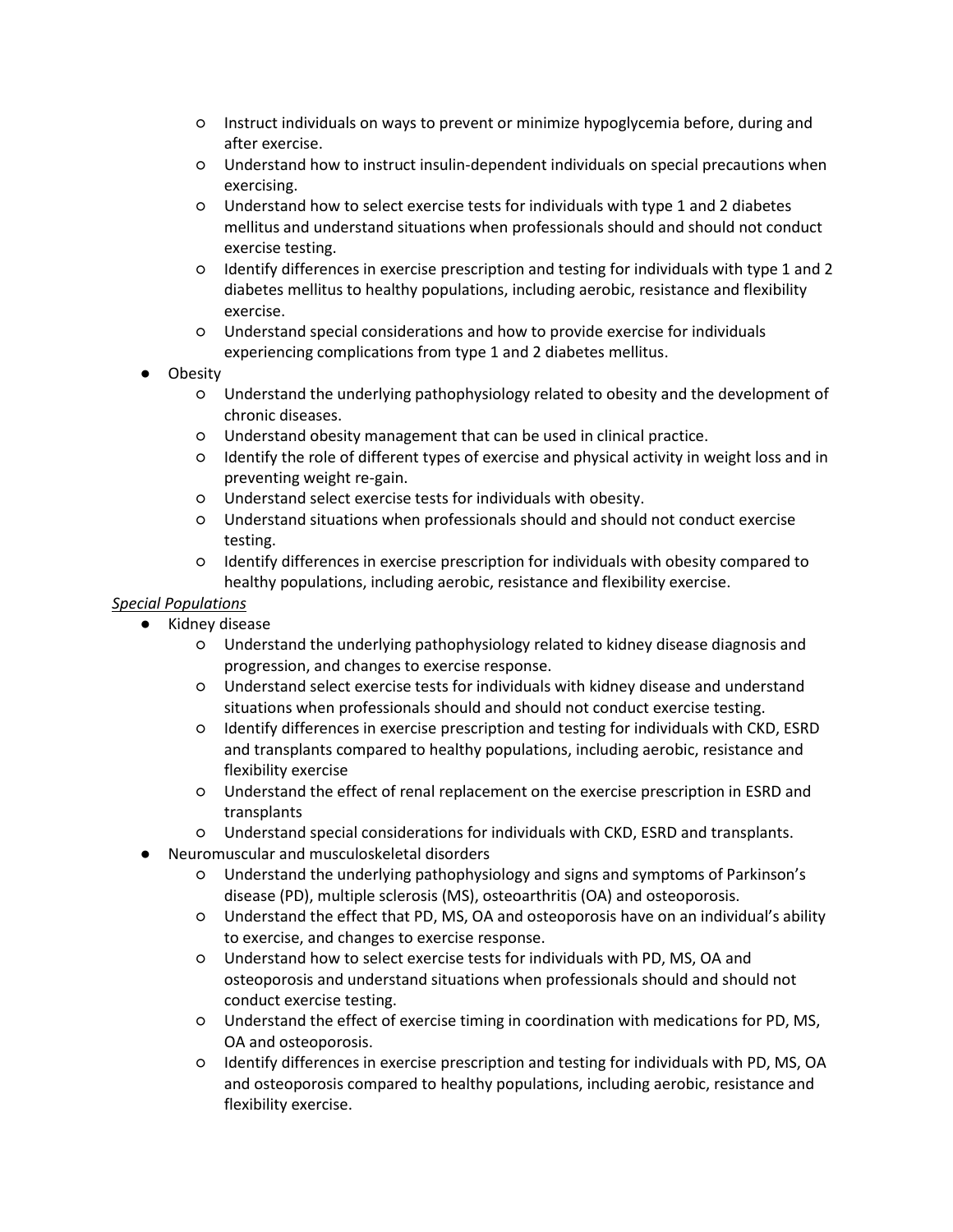- Instruct individuals on ways to prevent or minimize hypoglycemia before, during and after exercise.
  - Understand how to instruct insulin-dependent individuals on special precautions when exercising.
  - Understand how to select exercise tests for individuals with type 1 and 2 diabetes mellitus and understand situations when professionals should and should not conduct exercise testing.
  - Identify differences in exercise prescription and testing for individuals with type 1 and 2 diabetes mellitus to healthy populations, including aerobic, resistance and flexibility exercise.
  - Understand special considerations and how to provide exercise for individuals experiencing complications from type 1 and 2 diabetes mellitus.
- Obesity
  - Understand the underlying pathophysiology related to obesity and the development of chronic diseases.
  - Understand obesity management that can be used in clinical practice.
  - Identify the role of different types of exercise and physical activity in weight loss and in preventing weight re-gain.
  - Understand select exercise tests for individuals with obesity.
  - Understand situations when professionals should and should not conduct exercise testing.
  - Identify differences in exercise prescription for individuals with obesity compared to healthy populations, including aerobic, resistance and flexibility exercise.

*Special Populations*

- Kidney disease
  - Understand the underlying pathophysiology related to kidney disease diagnosis and progression, and changes to exercise response.
  - Understand select exercise tests for individuals with kidney disease and understand situations when professionals should and should not conduct exercise testing.
  - Identify differences in exercise prescription and testing for individuals with CKD, ESRD and transplants compared to healthy populations, including aerobic, resistance and flexibility exercise
  - Understand the effect of renal replacement on the exercise prescription in ESRD and transplants
  - Understand special considerations for individuals with CKD, ESRD and transplants.
- Neuromuscular and musculoskeletal disorders
  - Understand the underlying pathophysiology and signs and symptoms of Parkinson's disease (PD), multiple sclerosis (MS), osteoarthritis (OA) and osteoporosis.
  - Understand the effect that PD, MS, OA and osteoporosis have on an individual's ability to exercise, and changes to exercise response.
  - Understand how to select exercise tests for individuals with PD, MS, OA and osteoporosis and understand situations when professionals should and should not conduct exercise testing.
  - Understand the effect of exercise timing in coordination with medications for PD, MS, OA and osteoporosis.
  - Identify differences in exercise prescription and testing for individuals with PD, MS, OA and osteoporosis compared to healthy populations, including aerobic, resistance and flexibility exercise.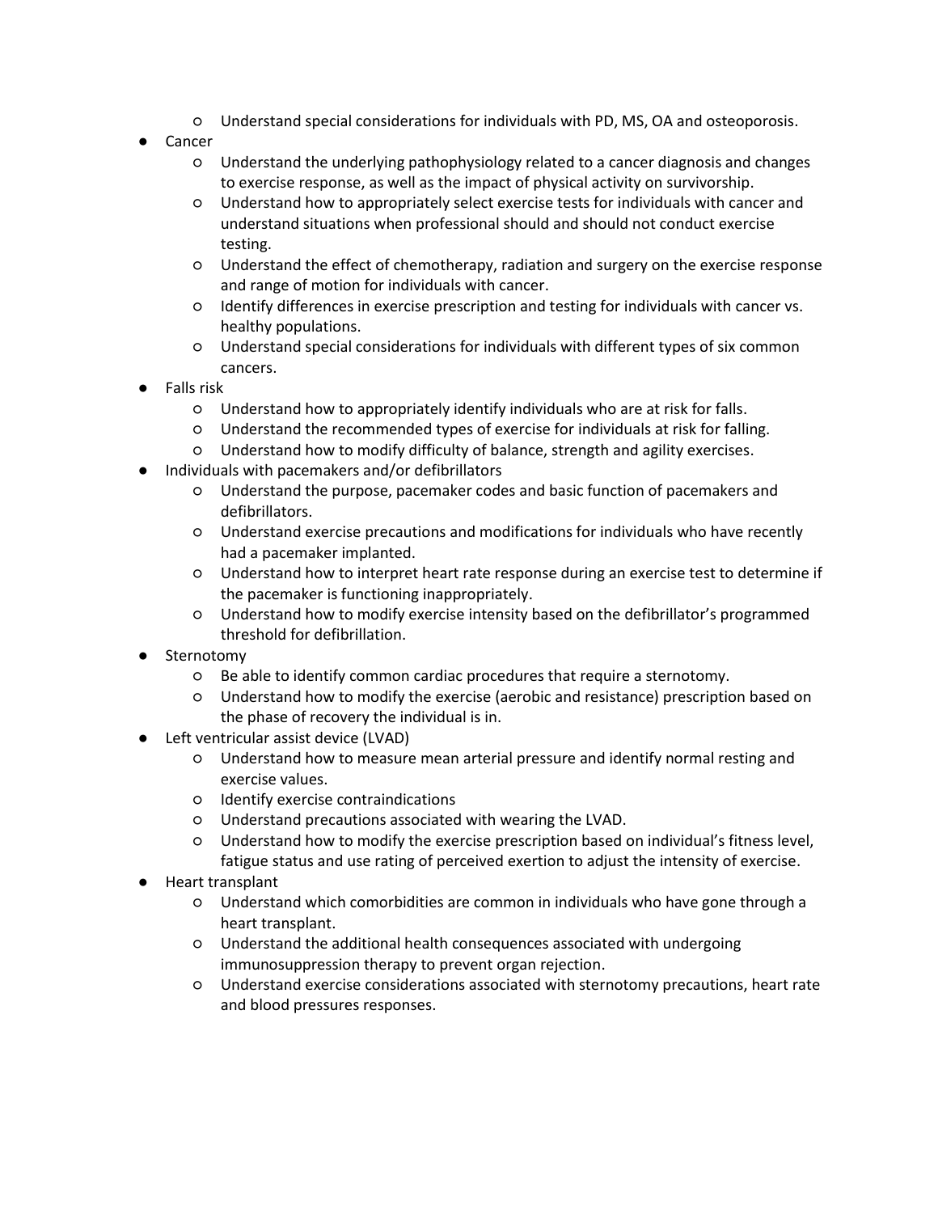- Understand special considerations for individuals with PD, MS, OA and osteoporosis.
- Cancer
    - Understand the underlying pathophysiology related to a cancer diagnosis and changes to exercise response, as well as the impact of physical activity on survivorship.
    - Understand how to appropriately select exercise tests for individuals with cancer and understand situations when professional should and should not conduct exercise testing.
    - Understand the effect of chemotherapy, radiation and surgery on the exercise response and range of motion for individuals with cancer.
    - Identify differences in exercise prescription and testing for individuals with cancer vs. healthy populations.
    - Understand special considerations for individuals with different types of six common cancers.
- Falls risk
    - Understand how to appropriately identify individuals who are at risk for falls.
    - Understand the recommended types of exercise for individuals at risk for falling.
    - Understand how to modify difficulty of balance, strength and agility exercises.
- Individuals with pacemakers and/or defibrillators
    - Understand the purpose, pacemaker codes and basic function of pacemakers and defibrillators.
    - Understand exercise precautions and modifications for individuals who have recently had a pacemaker implanted.
    - Understand how to interpret heart rate response during an exercise test to determine if the pacemaker is functioning inappropriately.
    - Understand how to modify exercise intensity based on the defibrillator's programmed threshold for defibrillation.
- Sternotomy
    - Be able to identify common cardiac procedures that require a sternotomy.
    - Understand how to modify the exercise (aerobic and resistance) prescription based on the phase of recovery the individual is in.
- Left ventricular assist device (LVAD)
    - Understand how to measure mean arterial pressure and identify normal resting and exercise values.
    - Identify exercise contraindications
    - Understand precautions associated with wearing the LVAD.
    - Understand how to modify the exercise prescription based on individual's fitness level, fatigue status and use rating of perceived exertion to adjust the intensity of exercise.
- Heart transplant
    - Understand which comorbidities are common in individuals who have gone through a heart transplant.
    - Understand the additional health consequences associated with undergoing immunosuppression therapy to prevent organ rejection.
    - Understand exercise considerations associated with sternotomy precautions, heart rate and blood pressures responses.